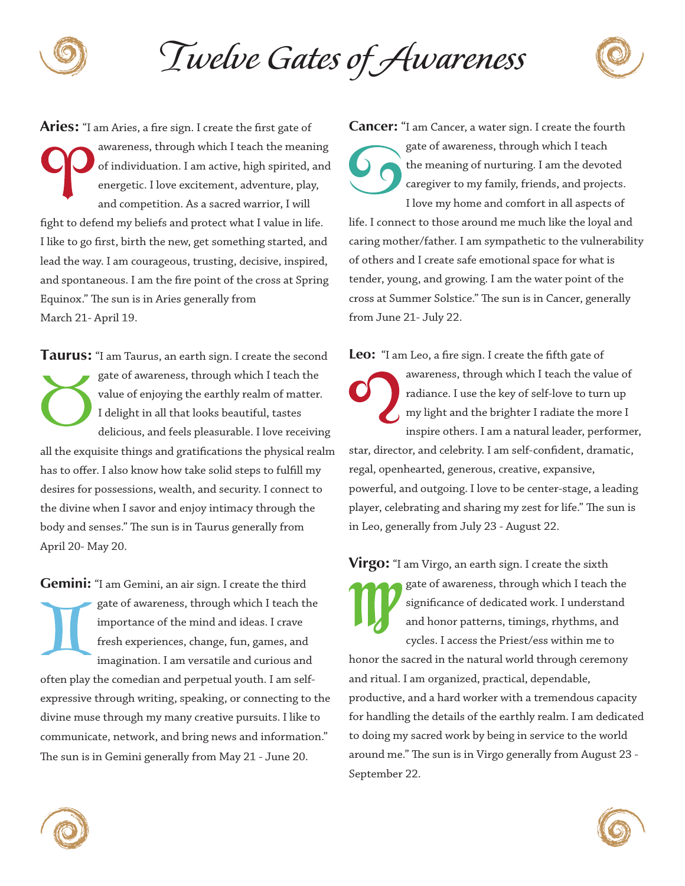# *Twelve Gates of Awareness*

**Aries:** "I am Aries, a fire sign. I create the first gate of awareness, through which I teach the meaning of individuation. I am active, high spirited, and energetic. I love excitement, adventure, play, and competition. As a sacred warrior, I will fight to defend my beliefs and protect what I value in life. I like to go first, birth the new, get something started, and lead the way. I am courageous, trusting, decisive, inspired, and spontaneous. I am the fire point of the cross at Spring Equinox." The sun is in Aries generally from March 21- April 19.

**Taurus:** "I am Taurus, an earth sign. I create the second gate of awareness, through which I teach the value of enjoying the earthly realm of matter. I delight in all that looks beautiful, tastes delicious, and feels pleasurable. I love receiving all the exquisite things and gratifications the physical realm has to offer. I also know how take solid steps to fulfill my desires for possessions, wealth, and security. I connect to the divine when I savor and enjoy intimacy through the body and senses." The sun is in Taurus generally from April 20- May 20.

**Gemini:** "I am Gemini, an air sign. I create the third gate of awareness, through which I teach the importance of the mind and ideas. I crave fresh experiences, change, fun, games, and imagination. I am versatile and curious and often play the comedian and perpetual youth. I am self-expressive through writing, speaking, or connecting to the divine muse through my many creative pursuits. I like to communicate, network, and bring news and information." The sun is in Gemini generally from May 21 - June 20.

**Cancer:** "I am Cancer, a water sign. I create the fourth gate of awareness, through which I teach the meaning of nurturing. I am the devoted caregiver to my family, friends, and projects. I love my home and comfort in all aspects of life. I connect to those around me much like the loyal and caring mother/father. I am sympathetic to the vulnerability of others and I create safe emotional space for what is tender, young, and growing. I am the water point of the cross at Summer Solstice." The sun is in Cancer, generally from June 21- July 22.

**Leo:** "I am Leo, a fire sign. I create the fifth gate of awareness, through which I teach the value of radiance. I use the key of self-love to turn up my light and the brighter I radiate the more I inspire others. I am a natural leader, performer, star, director, and celebrity. I am self-confident, dramatic, regal, openhearted, generous, creative, expansive, powerful, and outgoing. I love to be center-stage, a leading player, celebrating and sharing my zest for life." The sun is in Leo, generally from July 23 - August 22.

**Virgo:** "I am Virgo, an earth sign. I create the sixth gate of awareness, through which I teach the significance of dedicated work. I understand and honor patterns, timings, rhythms, and cycles. I access the Priest/ess within me to honor the sacred in the natural world through ceremony and ritual. I am organized, practical, dependable, productive, and a hard worker with a tremendous capacity for handling the details of the earthly realm. I am dedicated to doing my sacred work by being in service to the world around me." The sun is in Virgo generally from August 23 - September 22.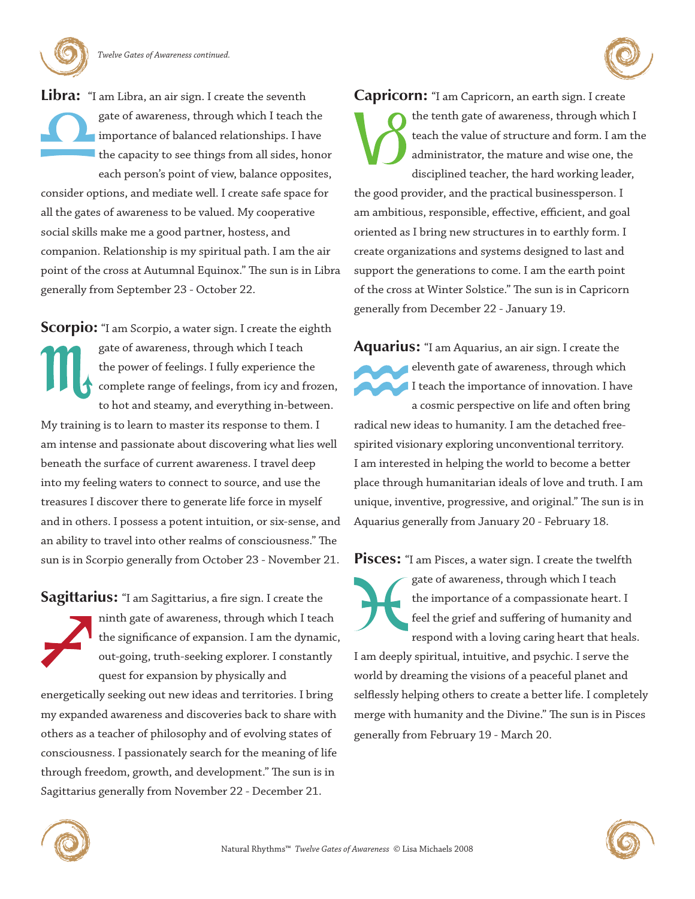**Libra:** "I am Libra, an air sign. I create the seventh gate of awareness, through which I teach the importance of balanced relationships. I have the capacity to see things from all sides, honor each person's point of view, balance opposites, consider options, and mediate well. I create safe space for all the gates of awareness to be valued. My cooperative social skills make me a good partner, hostess, and companion. Relationship is my spiritual path. I am the air point of the cross at Autumnal Equinox." The sun is in Libra generally from September 23 - October 22.

**Scorpio:** "I am Scorpio, a water sign. I create the eighth gate of awareness, through which I teach the power of feelings. I fully experience the complete range of feelings, from icy and frozen, to hot and steamy, and everything in-between. My training is to learn to master its response to them. I am intense and passionate about discovering what lies well beneath the surface of current awareness. I travel deep into my feeling waters to connect to source, and use the treasures I discover there to generate life force in myself and in others. I possess a potent intuition, or six-sense, and an ability to travel into other realms of consciousness." The sun is in Scorpio generally from October 23 - November 21.

**Sagittarius:** "I am Sagittarius, a fire sign. I create the ninth gate of awareness, through which I teach the significance of expansion. I am the dynamic, out-going, truth-seeking explorer. I constantly quest for expansion by physically and energetically seeking out new ideas and territories. I bring my expanded awareness and discoveries back to share with others as a teacher of philosophy and of evolving states of consciousness. I passionately search for the meaning of life through freedom, growth, and development." The sun is in Sagittarius generally from November 22 - December 21.

**Capricorn:** "I am Capricorn, an earth sign. I create the tenth gate of awareness, through which I teach the value of structure and form. I am the administrator, the mature and wise one, the disciplined teacher, the hard working leader, the good provider, and the practical businessperson. I am ambitious, responsible, effective, efficient, and goal oriented as I bring new structures in to earthly form. I create organizations and systems designed to last and support the generations to come. I am the earth point of the cross at Winter Solstice." The sun is in Capricorn generally from December 22 - January 19.

**Aquarius:** "I am Aquarius, an air sign. I create the eleventh gate of awareness, through which I teach the importance of innovation. I have a cosmic perspective on life and often bring radical new ideas to humanity. I am the detached free-spirited visionary exploring unconventional territory. I am interested in helping the world to become a better place through humanitarian ideals of love and truth. I am unique, inventive, progressive, and original." The sun is in Aquarius generally from January 20 - February 18.

**Pisces:** "I am Pisces, a water sign. I create the twelfth gate of awareness, through which I teach the importance of a compassionate heart. I feel the grief and suffering of humanity and respond with a loving caring heart that heals. I am deeply spiritual, intuitive, and psychic. I serve the world by dreaming the visions of a peaceful planet and selflessly helping others to create a better life. I completely merge with humanity and the Divine." The sun is in Pisces generally from February 19 - March 20.